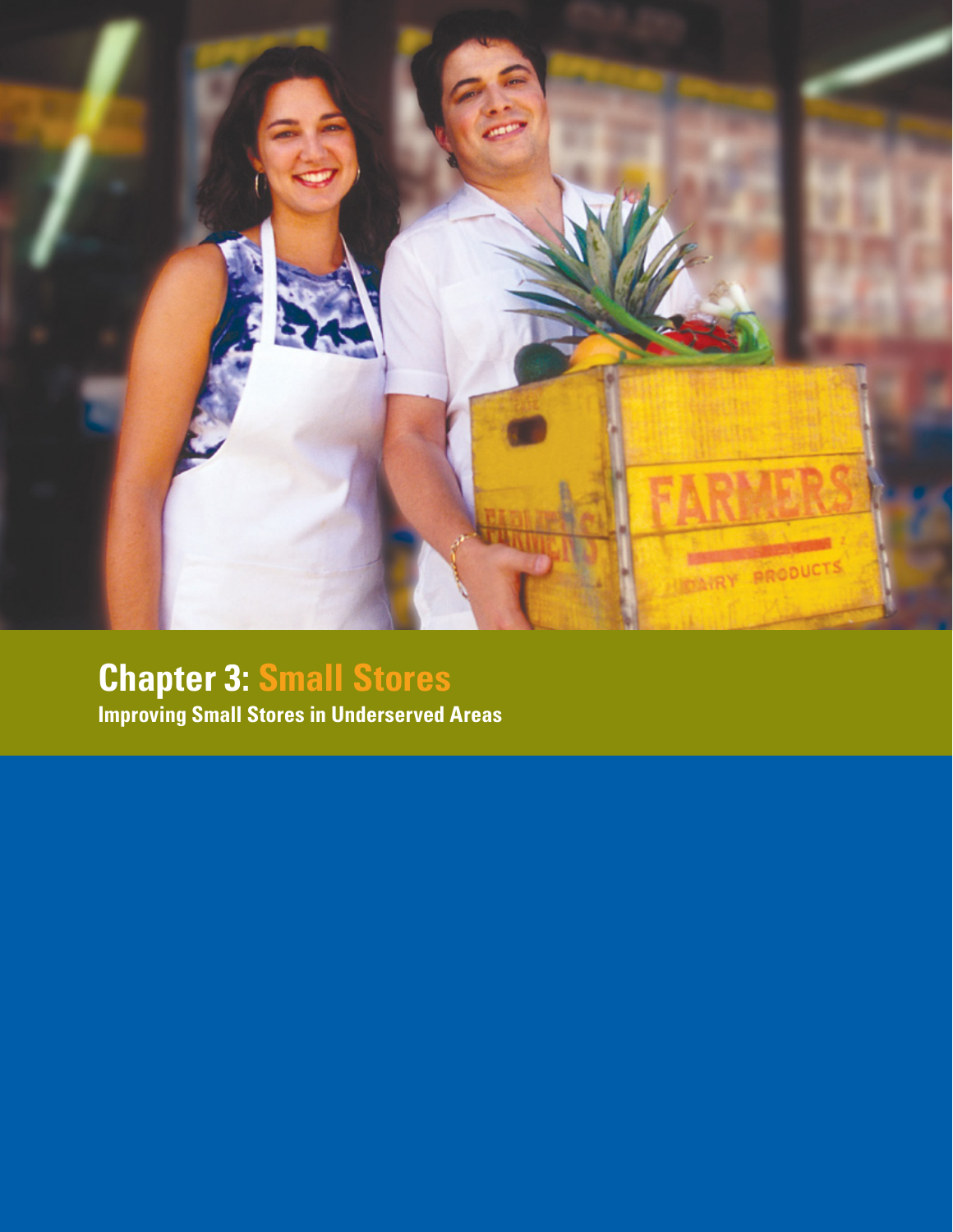# Chapter 3: Small Stores

**Improving Small Stores in Underserved Areas**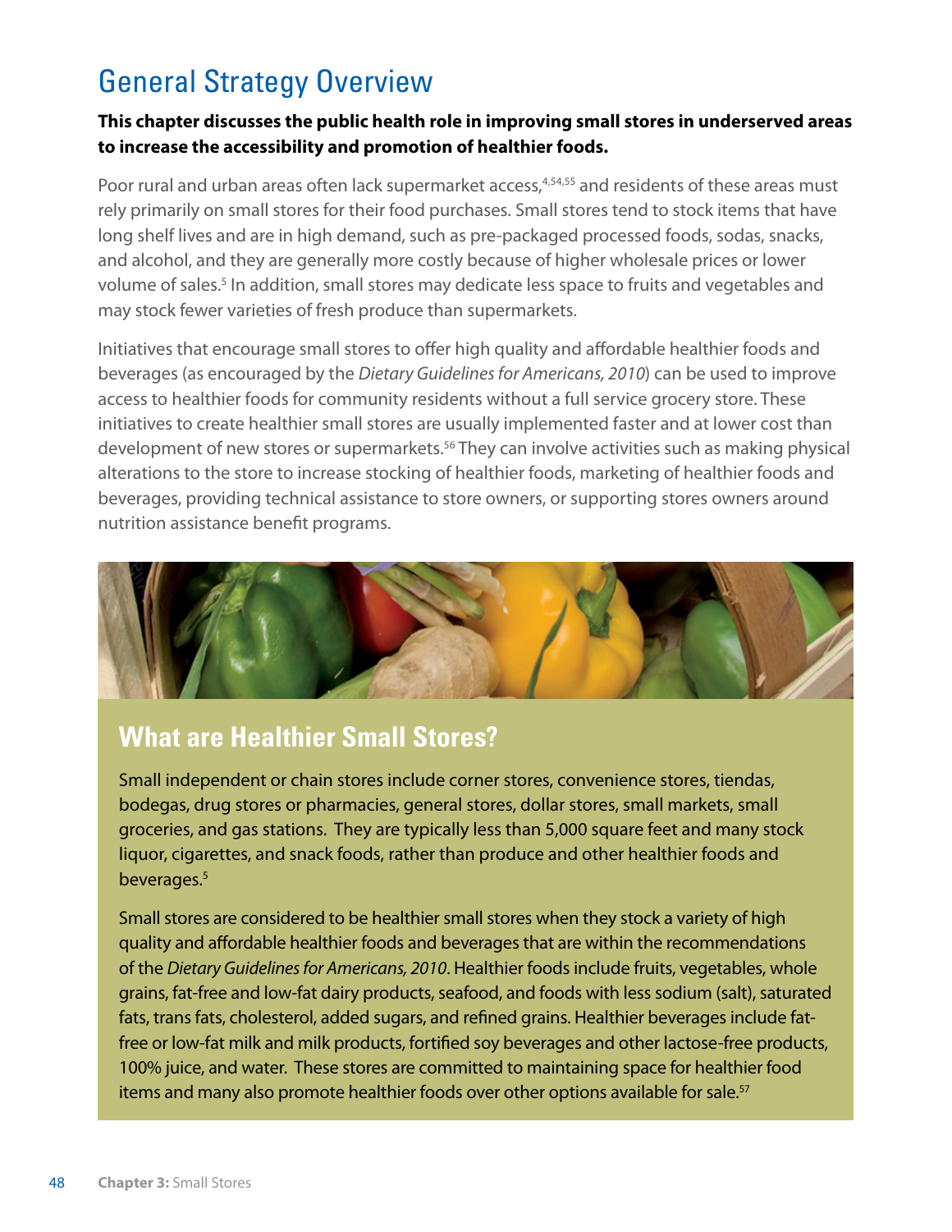## General Strategy Overview

**This chapter discusses the public health role in improving small stores in underserved areas to increase the accessibility and promotion of healthier foods.**

Poor rural and urban areas often lack supermarket access,[4,54,55] and residents of these areas must rely primarily on small stores for their food purchases. Small stores tend to stock items that have long shelf lives and are in high demand, such as pre-packaged processed foods, sodas, snacks, and alcohol, and they are generally more costly because of higher wholesale prices or lower volume of sales.[5] In addition, small stores may dedicate less space to fruits and vegetables and may stock fewer varieties of fresh produce than supermarkets.

Initiatives that encourage small stores to offer high quality and affordable healthier foods and beverages (as encouraged by the *Dietary Guidelines for Americans, 2010*) can be used to improve access to healthier foods for community residents without a full service grocery store. These initiatives to create healthier small stores are usually implemented faster and at lower cost than development of new stores or supermarkets.[56] They can involve activities such as making physical alterations to the store to increase stocking of healthier foods, marketing of healthier foods and beverages, providing technical assistance to store owners, or supporting stores owners around nutrition assistance benefit programs.

### What are Healthier Small Stores?

Small independent or chain stores include corner stores, convenience stores, tiendas, bodegas, drug stores or pharmacies, general stores, dollar stores, small markets, small groceries, and gas stations. They are typically less than 5,000 square feet and many stock liquor, cigarettes, and snack foods, rather than produce and other healthier foods and beverages.[5]

Small stores are considered to be healthier small stores when they stock a variety of high quality and affordable healthier foods and beverages that are within the recommendations of the *Dietary Guidelines for Americans, 2010*. Healthier foods include fruits, vegetables, whole grains, fat-free and low-fat dairy products, seafood, and foods with less sodium (salt), saturated fats, trans fats, cholesterol, added sugars, and refined grains. Healthier beverages include fat-free or low-fat milk and milk products, fortified soy beverages and other lactose-free products, 100% juice, and water. These stores are committed to maintaining space for healthier food items and many also promote healthier foods over other options available for sale.[57]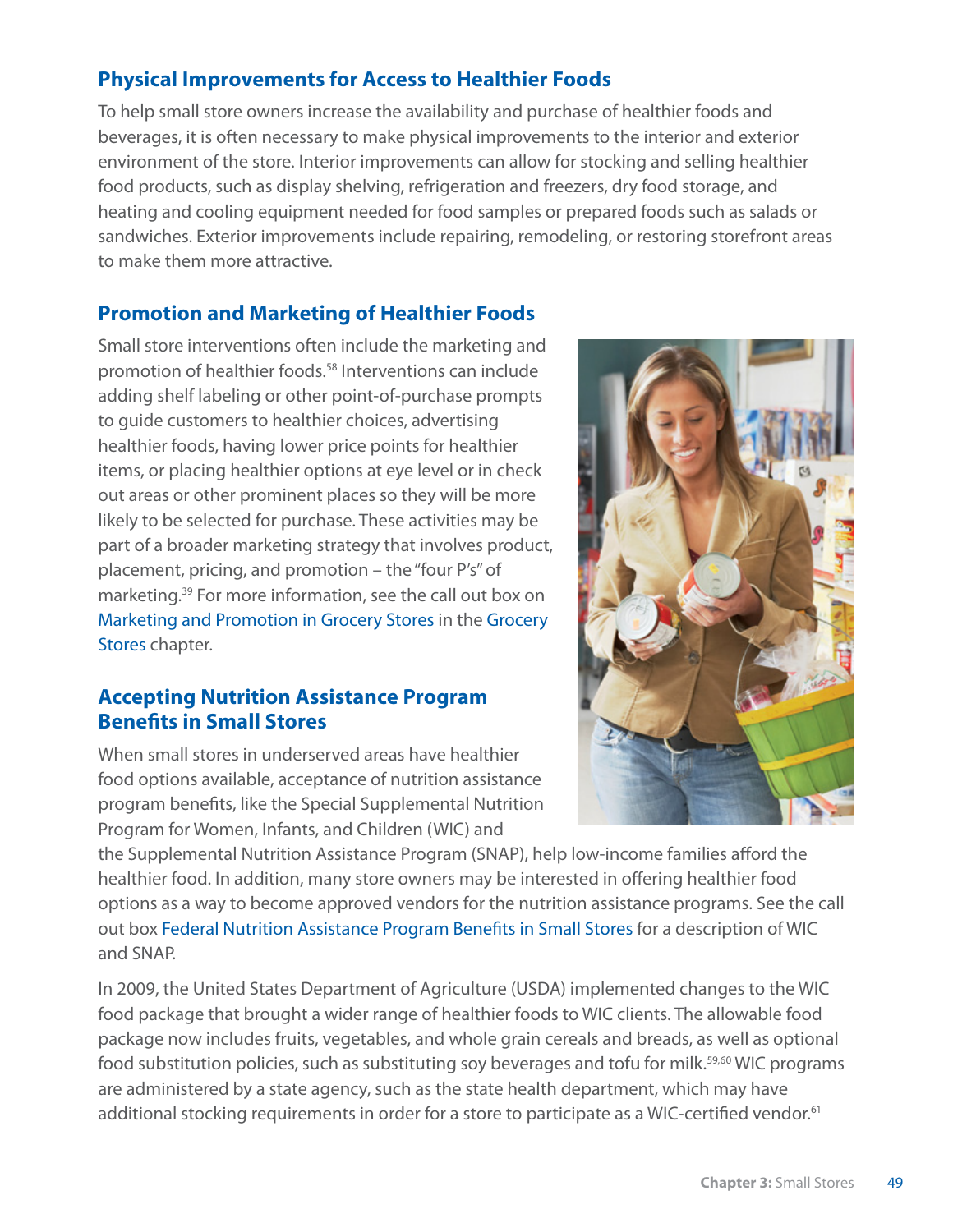## Physical Improvements for Access to Healthier Foods

To help small store owners increase the availability and purchase of healthier foods and beverages, it is often necessary to make physical improvements to the interior and exterior environment of the store. Interior improvements can allow for stocking and selling healthier food products, such as display shelving, refrigeration and freezers, dry food storage, and heating and cooling equipment needed for food samples or prepared foods such as salads or sandwiches. Exterior improvements include repairing, remodeling, or restoring storefront areas to make them more attractive.

## Promotion and Marketing of Healthier Foods

Small store interventions often include the marketing and promotion of healthier foods.[58] Interventions can include adding shelf labeling or other point-of-purchase prompts to guide customers to healthier choices, advertising healthier foods, having lower price points for healthier items, or placing healthier options at eye level or in check out areas or other prominent places so they will be more likely to be selected for purchase. These activities may be part of a broader marketing strategy that involves product, placement, pricing, and promotion – the "four P's" of marketing.[39] For more information, see the call out box on Marketing and Promotion in Grocery Stores in the Grocery Stores chapter.

## Accepting Nutrition Assistance Program Benefits in Small Stores

When small stores in underserved areas have healthier food options available, acceptance of nutrition assistance program benefits, like the Special Supplemental Nutrition Program for Women, Infants, and Children (WIC) and the Supplemental Nutrition Assistance Program (SNAP), help low-income families afford the healthier food. In addition, many store owners may be interested in offering healthier food options as a way to become approved vendors for the nutrition assistance programs. See the call out box Federal Nutrition Assistance Program Benefits in Small Stores for a description of WIC and SNAP.

In 2009, the United States Department of Agriculture (USDA) implemented changes to the WIC food package that brought a wider range of healthier foods to WIC clients. The allowable food package now includes fruits, vegetables, and whole grain cereals and breads, as well as optional food substitution policies, such as substituting soy beverages and tofu for milk.[59,60] WIC programs are administered by a state agency, such as the state health department, which may have additional stocking requirements in order for a store to participate as a WIC-certified vendor.[61]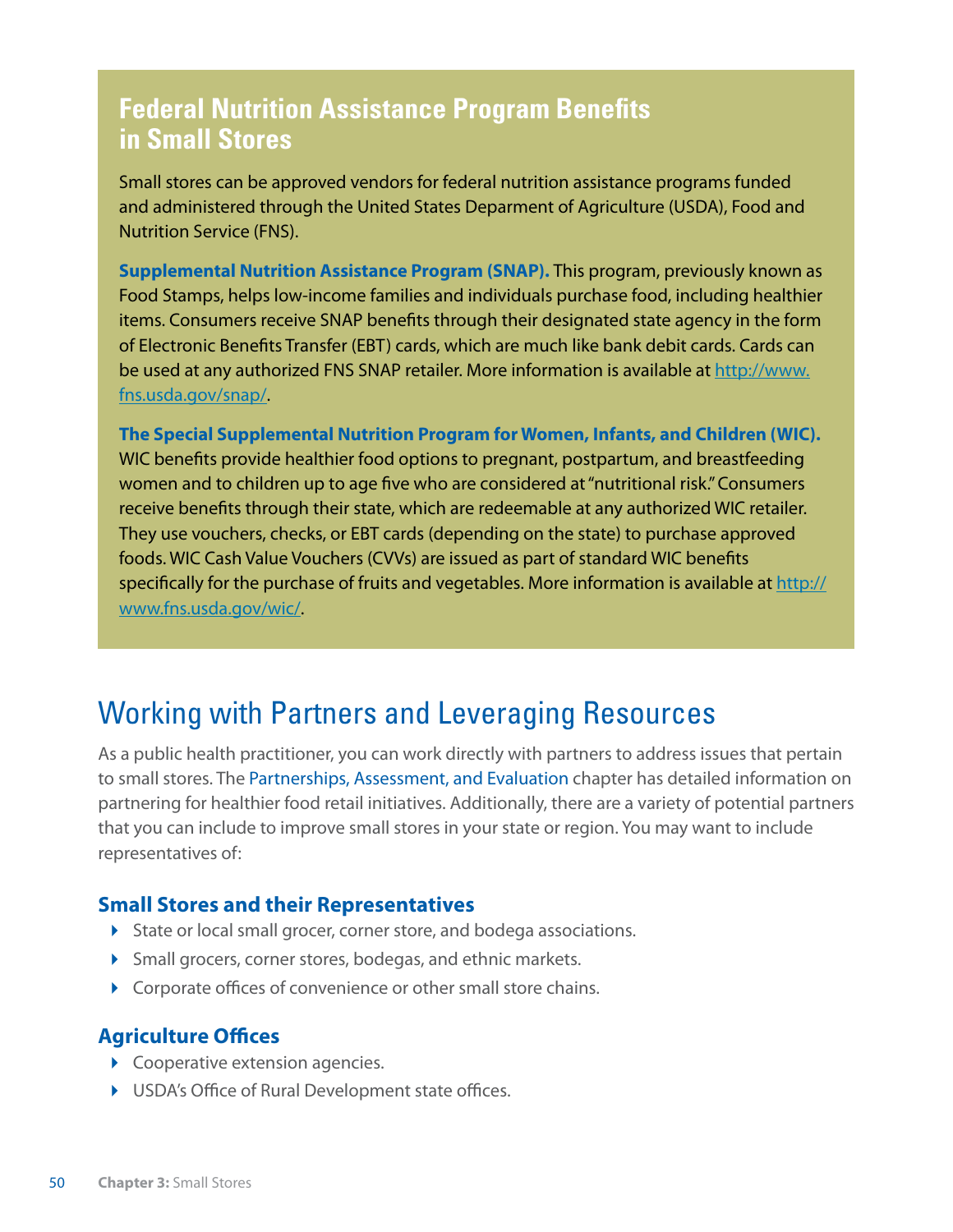## Federal Nutrition Assistance Program Benefits in Small Stores

Small stores can be approved vendors for federal nutrition assistance programs funded and administered through the United States Deparment of Agriculture (USDA), Food and Nutrition Service (FNS).

**Supplemental Nutrition Assistance Program (SNAP).** This program, previously known as Food Stamps, helps low-income families and individuals purchase food, including healthier items. Consumers receive SNAP benefits through their designated state agency in the form of Electronic Benefits Transfer (EBT) cards, which are much like bank debit cards. Cards can be used at any authorized FNS SNAP retailer. More information is available at http://www.fns.usda.gov/snap/.

**The Special Supplemental Nutrition Program for Women, Infants, and Children (WIC).** WIC benefits provide healthier food options to pregnant, postpartum, and breastfeeding women and to children up to age five who are considered at "nutritional risk." Consumers receive benefits through their state, which are redeemable at any authorized WIC retailer. They use vouchers, checks, or EBT cards (depending on the state) to purchase approved foods. WIC Cash Value Vouchers (CVVs) are issued as part of standard WIC benefits specifically for the purchase of fruits and vegetables. More information is available at http://www.fns.usda.gov/wic/.

# Working with Partners and Leveraging Resources

As a public health practitioner, you can work directly with partners to address issues that pertain to small stores. The Partnerships, Assessment, and Evaluation chapter has detailed information on partnering for healthier food retail initiatives. Additionally, there are a variety of potential partners that you can include to improve small stores in your state or region. You may want to include representatives of:

### Small Stores and their Representatives

- State or local small grocer, corner store, and bodega associations.
- Small grocers, corner stores, bodegas, and ethnic markets.
- Corporate offices of convenience or other small store chains.

### Agriculture Offices

- Cooperative extension agencies.
- USDA's Office of Rural Development state offices.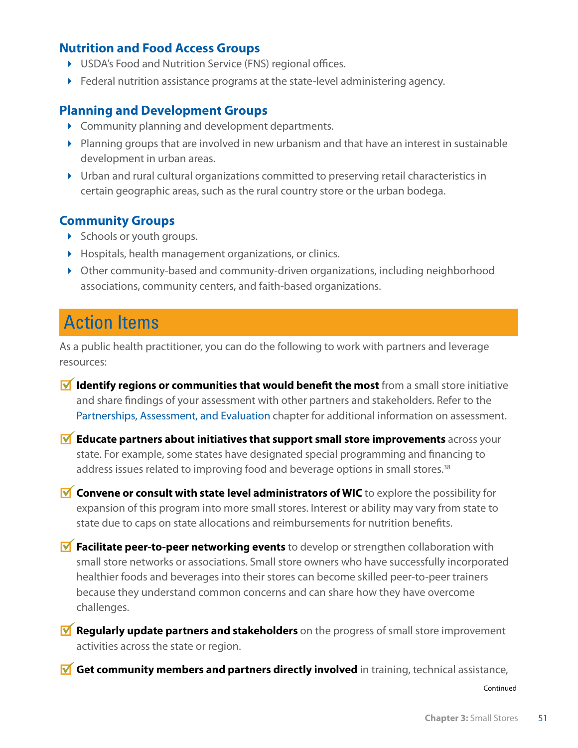### Nutrition and Food Access Groups

- USDA's Food and Nutrition Service (FNS) regional offices.
- Federal nutrition assistance programs at the state-level administering agency.

### Planning and Development Groups

- Community planning and development departments.
- Planning groups that are involved in new urbanism and that have an interest in sustainable development in urban areas.
- Urban and rural cultural organizations committed to preserving retail characteristics in certain geographic areas, such as the rural country store or the urban bodega.

### Community Groups

- Schools or youth groups.
- Hospitals, health management organizations, or clinics.
- Other community-based and community-driven organizations, including neighborhood associations, community centers, and faith-based organizations.

## Action Items

As a public health practitioner, you can do the following to work with partners and leverage resources:

- ☑ **Identify regions or communities that would benefit the most** from a small store initiative and share findings of your assessment with other partners and stakeholders. Refer to the Partnerships, Assessment, and Evaluation chapter for additional information on assessment.
- ☑ **Educate partners about initiatives that support small store improvements** across your state. For example, some states have designated special programming and financing to address issues related to improving food and beverage options in small stores.[38]
- ☑ **Convene or consult with state level administrators of WIC** to explore the possibility for expansion of this program into more small stores. Interest or ability may vary from state to state due to caps on state allocations and reimbursements for nutrition benefits.
- ☑ **Facilitate peer-to-peer networking events** to develop or strengthen collaboration with small store networks or associations. Small store owners who have successfully incorporated healthier foods and beverages into their stores can become skilled peer-to-peer trainers because they understand common concerns and can share how they have overcome challenges.
- ☑ **Regularly update partners and stakeholders** on the progress of small store improvement activities across the state or region.
- ☑ **Get community members and partners directly involved** in training, technical assistance,

Continued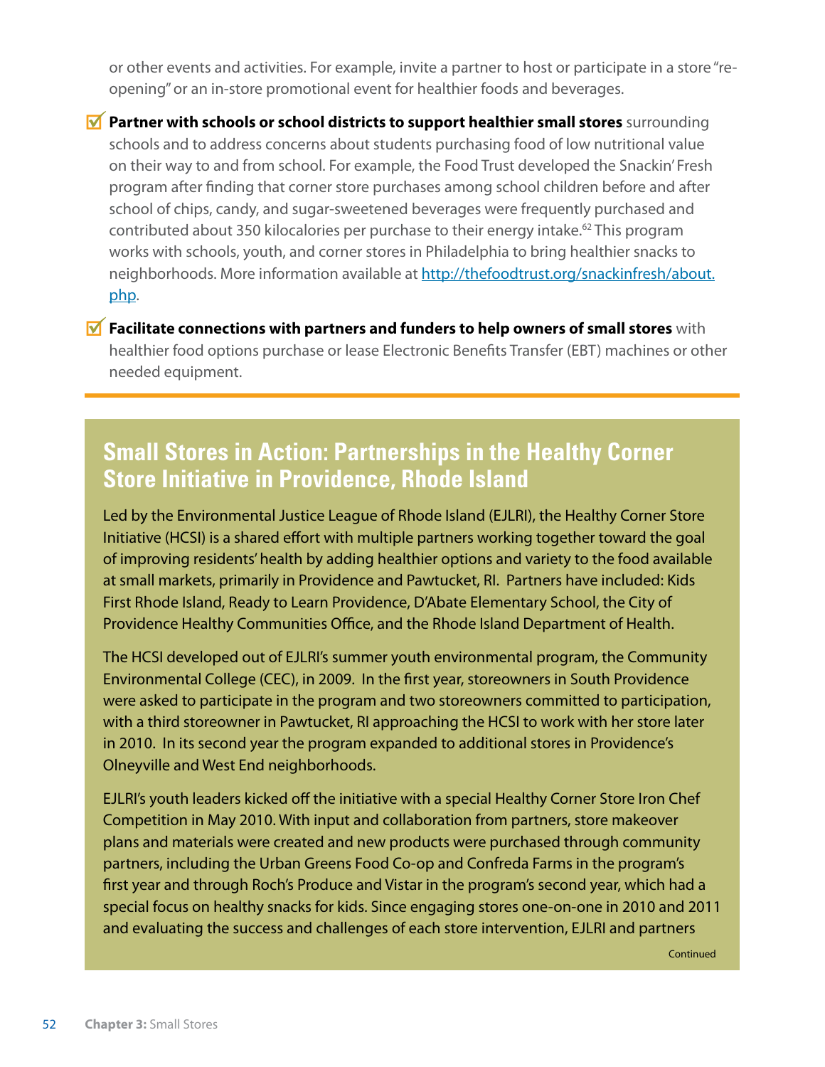or other events and activities. For example, invite a partner to host or participate in a store "re-opening" or an in-store promotional event for healthier foods and beverages.

- ☑ **Partner with schools or school districts to support healthier small stores** surrounding schools and to address concerns about students purchasing food of low nutritional value on their way to and from school. For example, the Food Trust developed the Snackin' Fresh program after finding that corner store purchases among school children before and after school of chips, candy, and sugar-sweetened beverages were frequently purchased and contributed about 350 kilocalories per purchase to their energy intake.[62] This program works with schools, youth, and corner stores in Philadelphia to bring healthier snacks to neighborhoods. More information available at [http://thefoodtrust.org/snackinfresh/about.php](http://thefoodtrust.org/snackinfresh/about.php).

- ☑ **Facilitate connections with partners and funders to help owners of small stores** with healthier food options purchase or lease Electronic Benefits Transfer (EBT) machines or other needed equipment.

## Small Stores in Action: Partnerships in the Healthy Corner Store Initiative in Providence, Rhode Island

Led by the Environmental Justice League of Rhode Island (EJLRI), the Healthy Corner Store Initiative (HCSI) is a shared effort with multiple partners working together toward the goal of improving residents' health by adding healthier options and variety to the food available at small markets, primarily in Providence and Pawtucket, RI. Partners have included: Kids First Rhode Island, Ready to Learn Providence, D'Abate Elementary School, the City of Providence Healthy Communities Office, and the Rhode Island Department of Health.

The HCSI developed out of EJLRI's summer youth environmental program, the Community Environmental College (CEC), in 2009. In the first year, storeowners in South Providence were asked to participate in the program and two storeowners committed to participation, with a third storeowner in Pawtucket, RI approaching the HCSI to work with her store later in 2010. In its second year the program expanded to additional stores in Providence's Olneyville and West End neighborhoods.

EJLRI's youth leaders kicked off the initiative with a special Healthy Corner Store Iron Chef Competition in May 2010. With input and collaboration from partners, store makeover plans and materials were created and new products were purchased through community partners, including the Urban Greens Food Co-op and Confreda Farms in the program's first year and through Roch's Produce and Vistar in the program's second year, which had a special focus on healthy snacks for kids. Since engaging stores one-on-one in 2010 and 2011 and evaluating the success and challenges of each store intervention, EJLRI and partners

Continued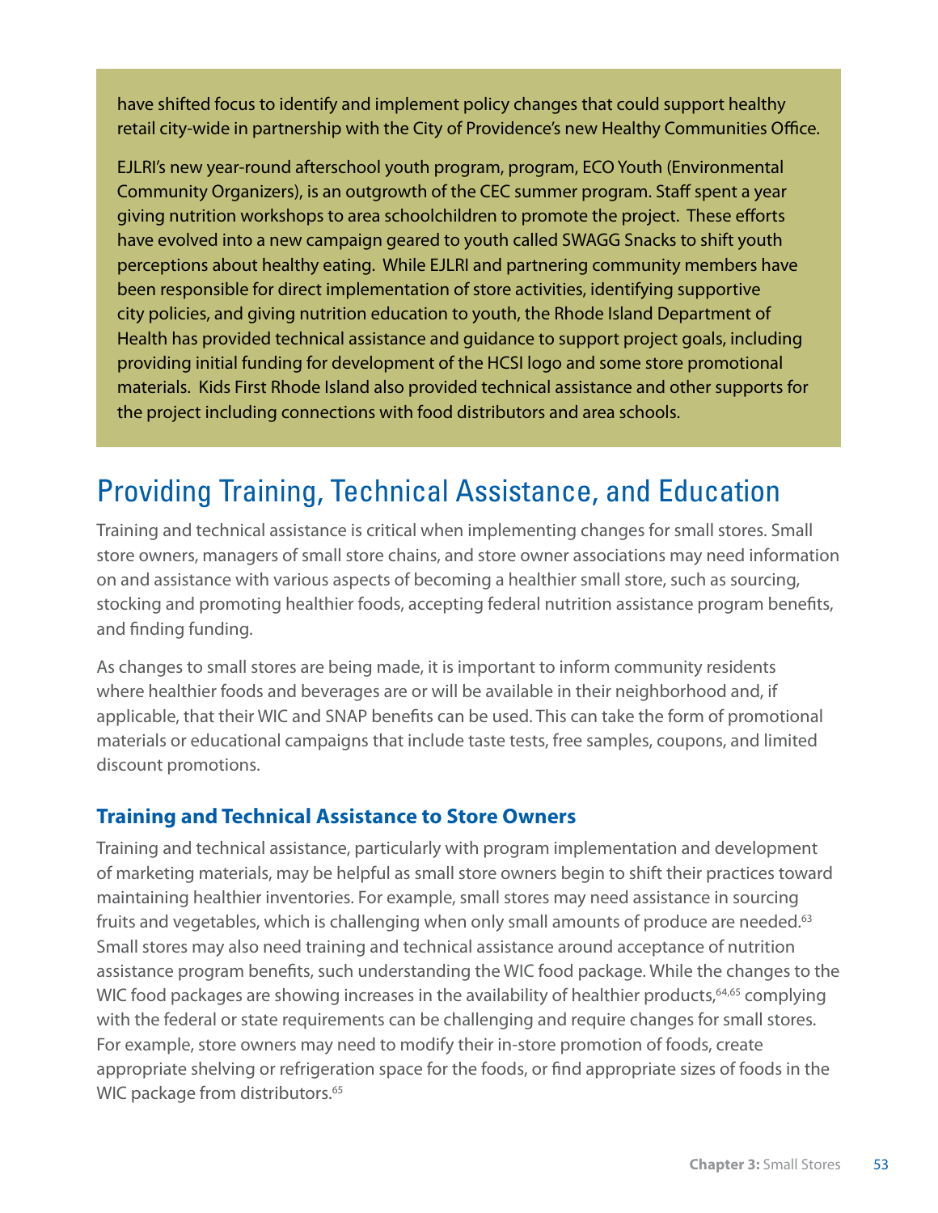have shifted focus to identify and implement policy changes that could support healthy retail city-wide in partnership with the City of Providence's new Healthy Communities Office.

EJLRI's new year-round afterschool youth program, program, ECO Youth (Environmental Community Organizers), is an outgrowth of the CEC summer program. Staff spent a year giving nutrition workshops to area schoolchildren to promote the project. These efforts have evolved into a new campaign geared to youth called SWAGG Snacks to shift youth perceptions about healthy eating. While EJLRI and partnering community members have been responsible for direct implementation of store activities, identifying supportive city policies, and giving nutrition education to youth, the Rhode Island Department of Health has provided technical assistance and guidance to support project goals, including providing initial funding for development of the HCSI logo and some store promotional materials. Kids First Rhode Island also provided technical assistance and other supports for the project including connections with food distributors and area schools.

## Providing Training, Technical Assistance, and Education

Training and technical assistance is critical when implementing changes for small stores. Small store owners, managers of small store chains, and store owner associations may need information on and assistance with various aspects of becoming a healthier small store, such as sourcing, stocking and promoting healthier foods, accepting federal nutrition assistance program benefits, and finding funding.

As changes to small stores are being made, it is important to inform community residents where healthier foods and beverages are or will be available in their neighborhood and, if applicable, that their WIC and SNAP benefits can be used. This can take the form of promotional materials or educational campaigns that include taste tests, free samples, coupons, and limited discount promotions.

### Training and Technical Assistance to Store Owners

Training and technical assistance, particularly with program implementation and development of marketing materials, may be helpful as small store owners begin to shift their practices toward maintaining healthier inventories. For example, small stores may need assistance in sourcing fruits and vegetables, which is challenging when only small amounts of produce are needed.[63] Small stores may also need training and technical assistance around acceptance of nutrition assistance program benefits, such understanding the WIC food package. While the changes to the WIC food packages are showing increases in the availability of healthier products,[64,65] complying with the federal or state requirements can be challenging and require changes for small stores. For example, store owners may need to modify their in-store promotion of foods, create appropriate shelving or refrigeration space for the foods, or find appropriate sizes of foods in the WIC package from distributors.[65]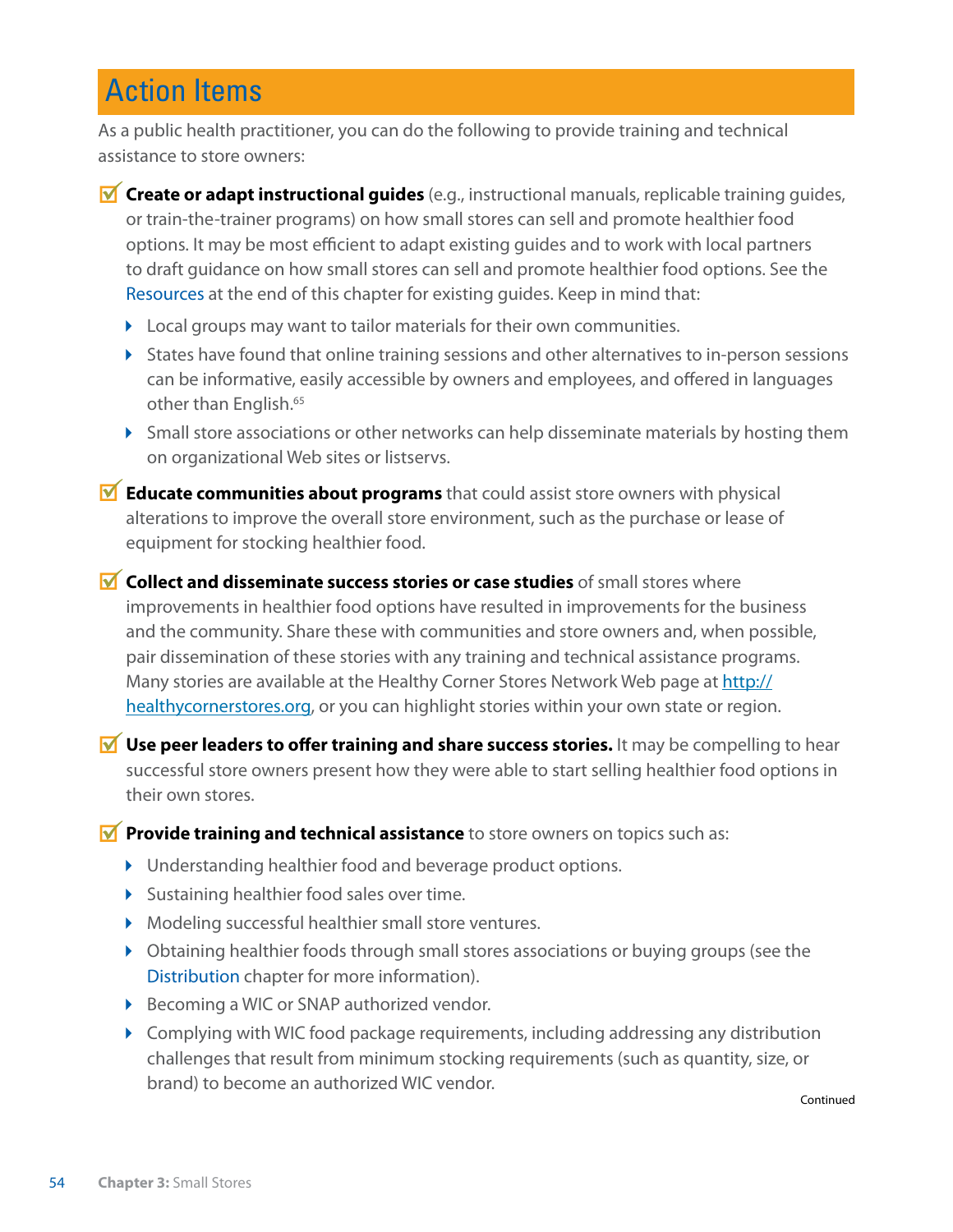## Action Items

As a public health practitioner, you can do the following to provide training and technical assistance to store owners:

- ☑ **Create or adapt instructional guides** (e.g., instructional manuals, replicable training guides, or train-the-trainer programs) on how small stores can sell and promote healthier food options. It may be most efficient to adapt existing guides and to work with local partners to draft guidance on how small stores can sell and promote healthier food options. See the Resources at the end of this chapter for existing guides. Keep in mind that:
  - Local groups may want to tailor materials for their own communities.
  - States have found that online training sessions and other alternatives to in-person sessions can be informative, easily accessible by owners and employees, and offered in languages other than English.[65]
  - Small store associations or other networks can help disseminate materials by hosting them on organizational Web sites or listservs.
- ☑ **Educate communities about programs** that could assist store owners with physical alterations to improve the overall store environment, such as the purchase or lease of equipment for stocking healthier food.
- ☑ **Collect and disseminate success stories or case studies** of small stores where improvements in healthier food options have resulted in improvements for the business and the community. Share these with communities and store owners and, when possible, pair dissemination of these stories with any training and technical assistance programs. Many stories are available at the Healthy Corner Stores Network Web page at http://healthycornerstores.org, or you can highlight stories within your own state or region.
- ☑ **Use peer leaders to offer training and share success stories.** It may be compelling to hear successful store owners present how they were able to start selling healthier food options in their own stores.
- ☑ **Provide training and technical assistance** to store owners on topics such as:
  - Understanding healthier food and beverage product options.
  - Sustaining healthier food sales over time.
  - Modeling successful healthier small store ventures.
  - Obtaining healthier foods through small stores associations or buying groups (see the Distribution chapter for more information).
  - Becoming a WIC or SNAP authorized vendor.
  - Complying with WIC food package requirements, including addressing any distribution challenges that result from minimum stocking requirements (such as quantity, size, or brand) to become an authorized WIC vendor.

Continued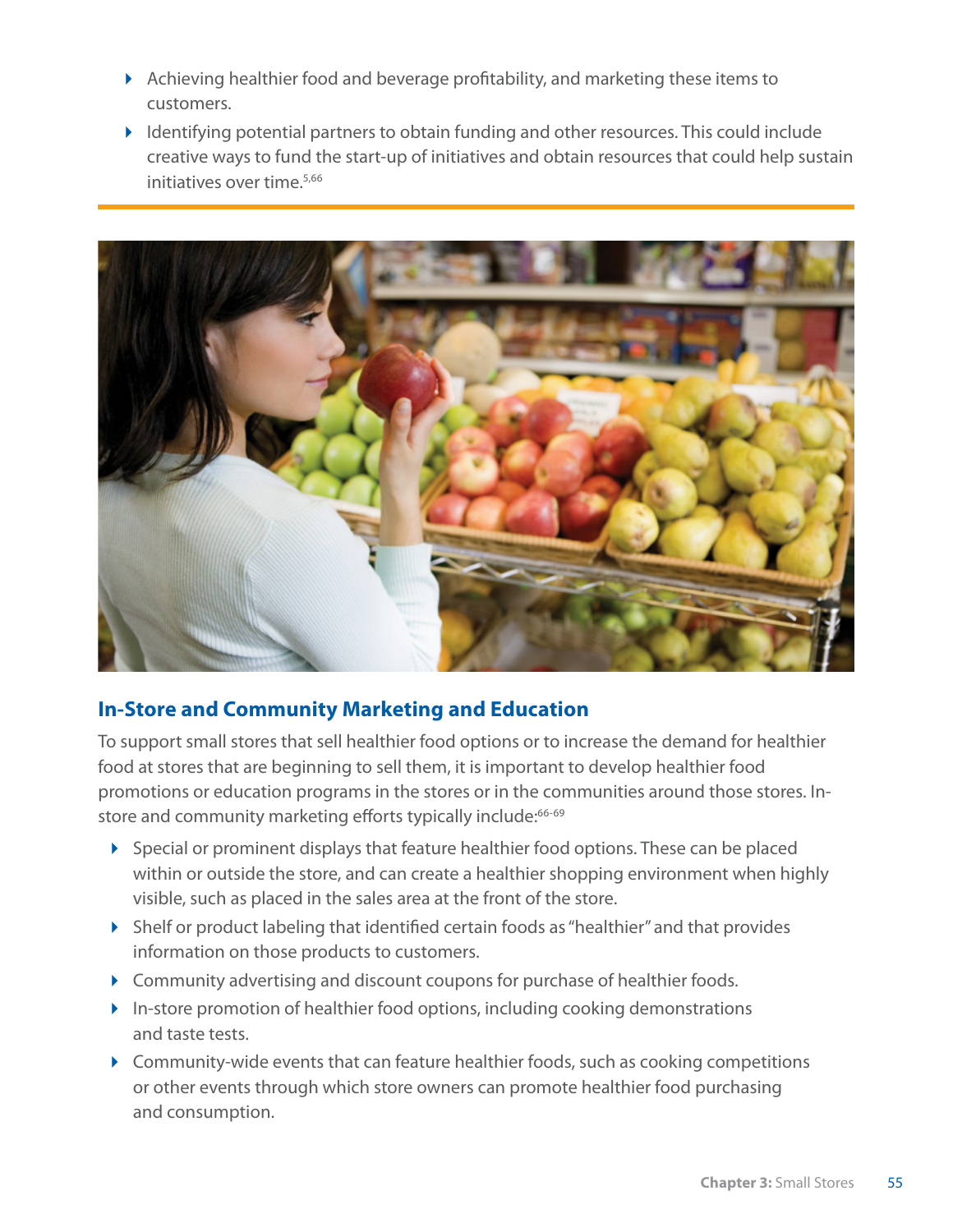- Achieving healthier food and beverage profitability, and marketing these items to customers.
- Identifying potential partners to obtain funding and other resources. This could include creative ways to fund the start-up of initiatives and obtain resources that could help sustain initiatives over time.[5,66]

## In-Store and Community Marketing and Education

To support small stores that sell healthier food options or to increase the demand for healthier food at stores that are beginning to sell them, it is important to develop healthier food promotions or education programs in the stores or in the communities around those stores. In-store and community marketing efforts typically include:[66-69]

- Special or prominent displays that feature healthier food options. These can be placed within or outside the store, and can create a healthier shopping environment when highly visible, such as placed in the sales area at the front of the store.
- Shelf or product labeling that identified certain foods as "healthier" and that provides information on those products to customers.
- Community advertising and discount coupons for purchase of healthier foods.
- In-store promotion of healthier food options, including cooking demonstrations and taste tests.
- Community-wide events that can feature healthier foods, such as cooking competitions or other events through which store owners can promote healthier food purchasing and consumption.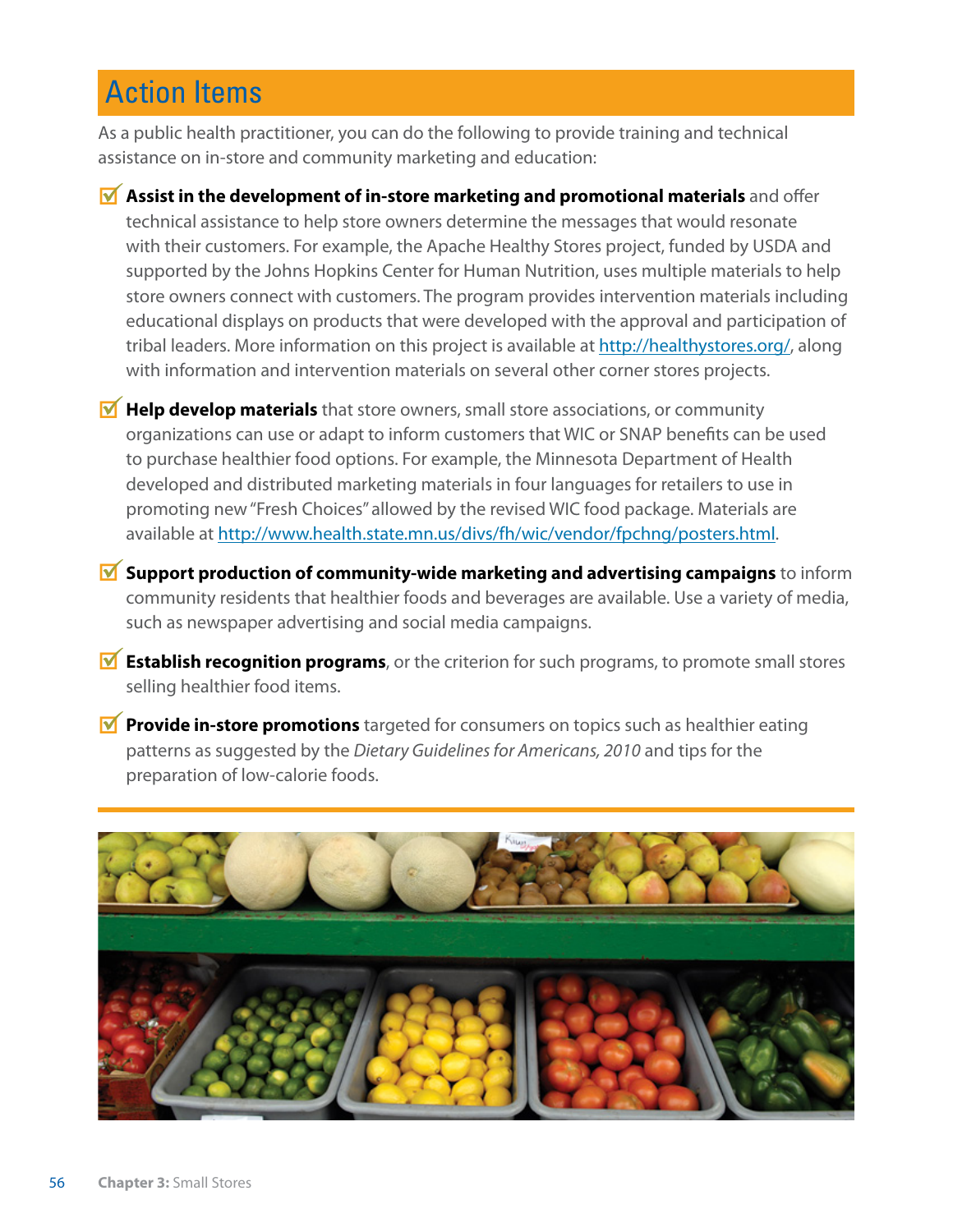## Action Items

As a public health practitioner, you can do the following to provide training and technical assistance on in-store and community marketing and education:

- **Assist in the development of in-store marketing and promotional materials** and offer technical assistance to help store owners determine the messages that would resonate with their customers. For example, the Apache Healthy Stores project, funded by USDA and supported by the Johns Hopkins Center for Human Nutrition, uses multiple materials to help store owners connect with customers. The program provides intervention materials including educational displays on products that were developed with the approval and participation of tribal leaders. More information on this project is available at http://healthystores.org/, along with information and intervention materials on several other corner stores projects.

- **Help develop materials** that store owners, small store associations, or community organizations can use or adapt to inform customers that WIC or SNAP benefits can be used to purchase healthier food options. For example, the Minnesota Department of Health developed and distributed marketing materials in four languages for retailers to use in promoting new "Fresh Choices" allowed by the revised WIC food package. Materials are available at http://www.health.state.mn.us/divs/fh/wic/vendor/fpchng/posters.html.

- **Support production of community-wide marketing and advertising campaigns** to inform community residents that healthier foods and beverages are available. Use a variety of media, such as newspaper advertising and social media campaigns.

- **Establish recognition programs**, or the criterion for such programs, to promote small stores selling healthier food items.

- **Provide in-store promotions** targeted for consumers on topics such as healthier eating patterns as suggested by the *Dietary Guidelines for Americans, 2010* and tips for the preparation of low-calorie foods.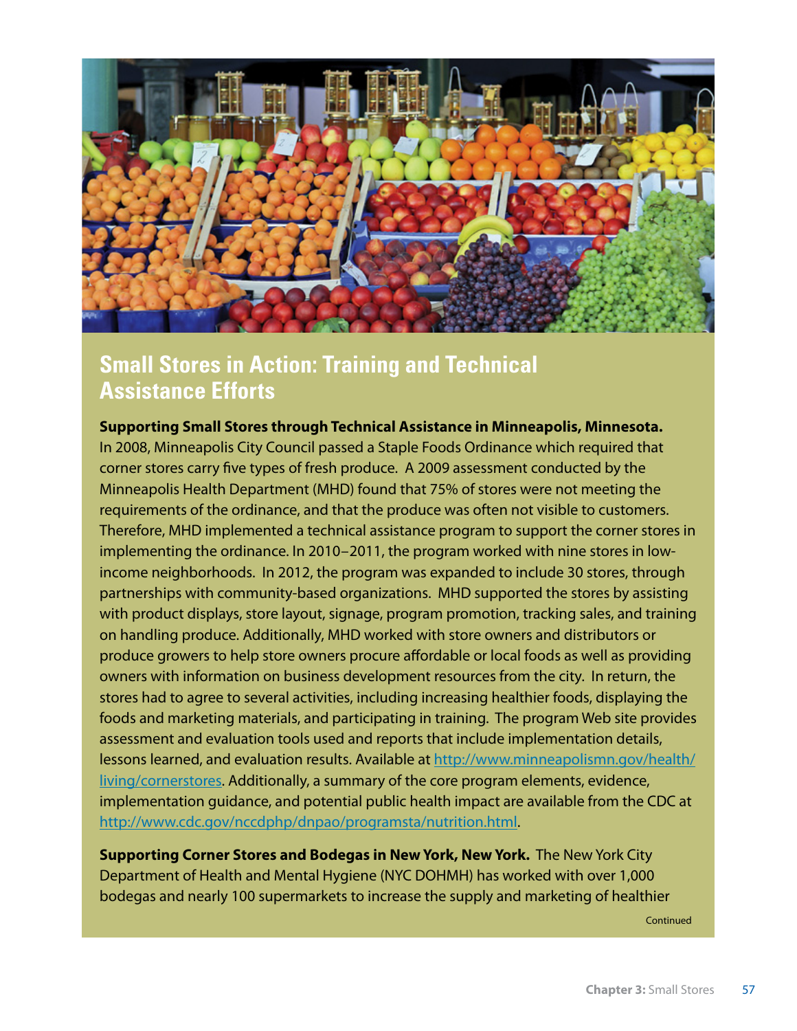## Small Stores in Action: Training and Technical Assistance Efforts

**Supporting Small Stores through Technical Assistance in Minneapolis, Minnesota.** In 2008, Minneapolis City Council passed a Staple Foods Ordinance which required that corner stores carry five types of fresh produce. A 2009 assessment conducted by the Minneapolis Health Department (MHD) found that 75% of stores were not meeting the requirements of the ordinance, and that the produce was often not visible to customers. Therefore, MHD implemented a technical assistance program to support the corner stores in implementing the ordinance. In 2010–2011, the program worked with nine stores in low-income neighborhoods. In 2012, the program was expanded to include 30 stores, through partnerships with community-based organizations. MHD supported the stores by assisting with product displays, store layout, signage, program promotion, tracking sales, and training on handling produce. Additionally, MHD worked with store owners and distributors or produce growers to help store owners procure affordable or local foods as well as providing owners with information on business development resources from the city. In return, the stores had to agree to several activities, including increasing healthier foods, displaying the foods and marketing materials, and participating in training. The program Web site provides assessment and evaluation tools used and reports that include implementation details, lessons learned, and evaluation results. Available at http://www.minneapolismn.gov/health/living/cornerstores. Additionally, a summary of the core program elements, evidence, implementation guidance, and potential public health impact are available from the CDC at http://www.cdc.gov/nccdphp/dnpao/programsta/nutrition.html.

**Supporting Corner Stores and Bodegas in New York, New York.** The New York City Department of Health and Mental Hygiene (NYC DOHMH) has worked with over 1,000 bodegas and nearly 100 supermarkets to increase the supply and marketing of healthier

Continued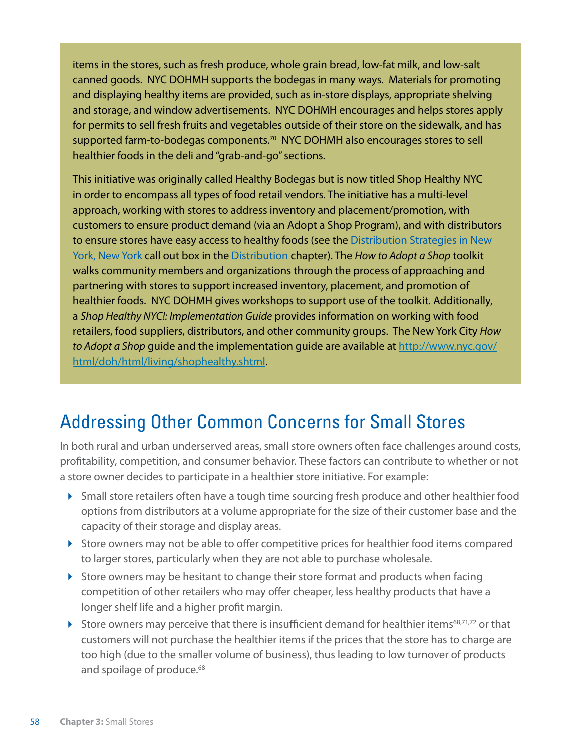items in the stores, such as fresh produce, whole grain bread, low-fat milk, and low-salt canned goods. NYC DOHMH supports the bodegas in many ways. Materials for promoting and displaying healthy items are provided, such as in-store displays, appropriate shelving and storage, and window advertisements. NYC DOHMH encourages and helps stores apply for permits to sell fresh fruits and vegetables outside of their store on the sidewalk, and has supported farm-to-bodegas components.[70] NYC DOHMH also encourages stores to sell healthier foods in the deli and "grab-and-go" sections.

This initiative was originally called Healthy Bodegas but is now titled Shop Healthy NYC in order to encompass all types of food retail vendors. The initiative has a multi-level approach, working with stores to address inventory and placement/promotion, with customers to ensure product demand (via an Adopt a Shop Program), and with distributors to ensure stores have easy access to healthy foods (see the Distribution Strategies in New York, New York call out box in the Distribution chapter). The *How to Adopt a Shop* toolkit walks community members and organizations through the process of approaching and partnering with stores to support increased inventory, placement, and promotion of healthier foods. NYC DOHMH gives workshops to support use of the toolkit. Additionally, a *Shop Healthy NYC!: Implementation Guide* provides information on working with food retailers, food suppliers, distributors, and other community groups. The New York City *How to Adopt a Shop* guide and the implementation guide are available at http://www.nyc.gov/html/doh/html/living/shophealthy.shtml.

## Addressing Other Common Concerns for Small Stores

In both rural and urban underserved areas, small store owners often face challenges around costs, profitability, competition, and consumer behavior. These factors can contribute to whether or not a store owner decides to participate in a healthier store initiative. For example:

- Small store retailers often have a tough time sourcing fresh produce and other healthier food options from distributors at a volume appropriate for the size of their customer base and the capacity of their storage and display areas.
- Store owners may not be able to offer competitive prices for healthier food items compared to larger stores, particularly when they are not able to purchase wholesale.
- Store owners may be hesitant to change their store format and products when facing competition of other retailers who may offer cheaper, less healthy products that have a longer shelf life and a higher profit margin.
- Store owners may perceive that there is insufficient demand for healthier items[68,71,72] or that customers will not purchase the healthier items if the prices that the store has to charge are too high (due to the smaller volume of business), thus leading to low turnover of products and spoilage of produce.[68]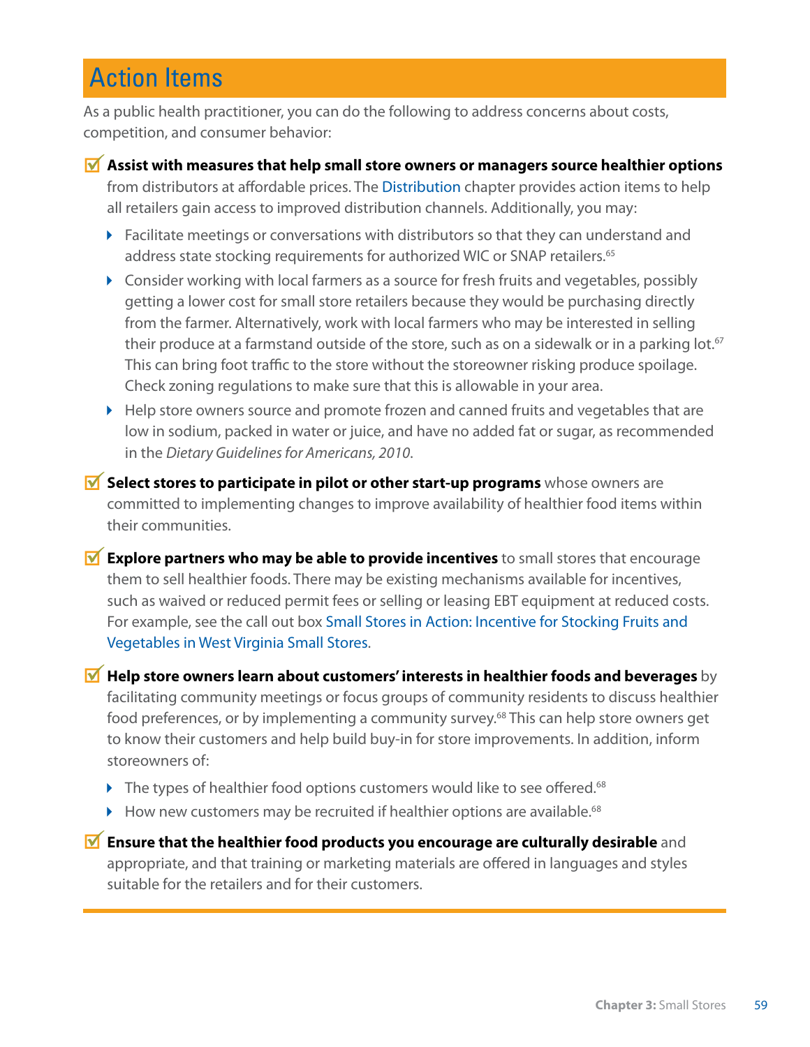## Action Items

As a public health practitioner, you can do the following to address concerns about costs, competition, and consumer behavior:

- **Assist with measures that help small store owners or managers source healthier options** from distributors at affordable prices. The Distribution chapter provides action items to help all retailers gain access to improved distribution channels. Additionally, you may:
  - Facilitate meetings or conversations with distributors so that they can understand and address state stocking requirements for authorized WIC or SNAP retailers.[65]
  - Consider working with local farmers as a source for fresh fruits and vegetables, possibly getting a lower cost for small store retailers because they would be purchasing directly from the farmer. Alternatively, work with local farmers who may be interested in selling their produce at a farmstand outside of the store, such as on a sidewalk or in a parking lot.[67] This can bring foot traffic to the store without the storeowner risking produce spoilage. Check zoning regulations to make sure that this is allowable in your area.
  - Help store owners source and promote frozen and canned fruits and vegetables that are low in sodium, packed in water or juice, and have no added fat or sugar, as recommended in the *Dietary Guidelines for Americans, 2010*.
- **Select stores to participate in pilot or other start-up programs** whose owners are committed to implementing changes to improve availability of healthier food items within their communities.
- **Explore partners who may be able to provide incentives** to small stores that encourage them to sell healthier foods. There may be existing mechanisms available for incentives, such as waived or reduced permit fees or selling or leasing EBT equipment at reduced costs. For example, see the call out box Small Stores in Action: Incentive for Stocking Fruits and Vegetables in West Virginia Small Stores.
- **Help store owners learn about customers' interests in healthier foods and beverages** by facilitating community meetings or focus groups of community residents to discuss healthier food preferences, or by implementing a community survey.[68] This can help store owners get to know their customers and help build buy-in for store improvements. In addition, inform storeowners of:
  - The types of healthier food options customers would like to see offered.[68]
  - How new customers may be recruited if healthier options are available.[68]
- **Ensure that the healthier food products you encourage are culturally desirable** and appropriate, and that training or marketing materials are offered in languages and styles suitable for the retailers and for their customers.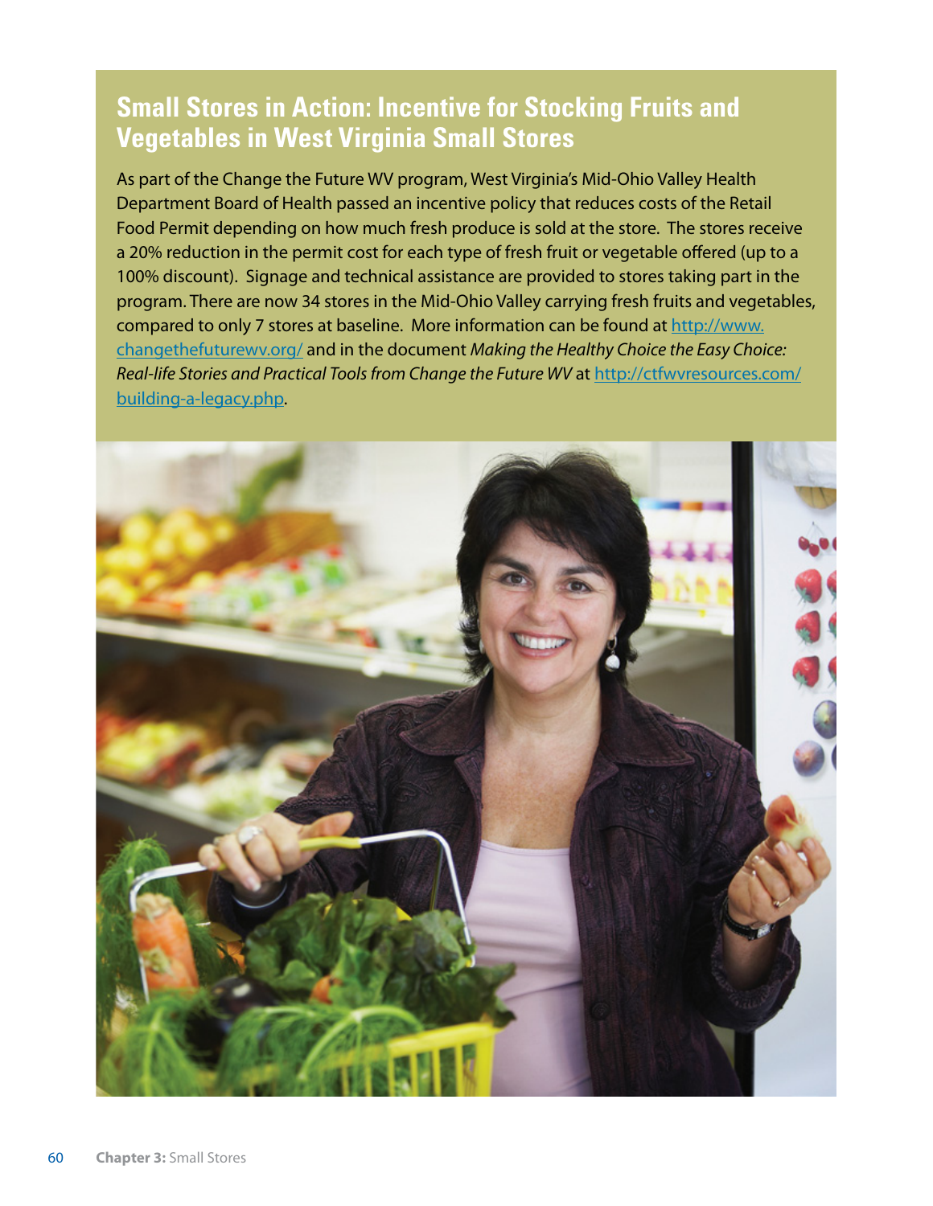## Small Stores in Action: Incentive for Stocking Fruits and Vegetables in West Virginia Small Stores

As part of the Change the Future WV program, West Virginia's Mid-Ohio Valley Health Department Board of Health passed an incentive policy that reduces costs of the Retail Food Permit depending on how much fresh produce is sold at the store. The stores receive a 20% reduction in the permit cost for each type of fresh fruit or vegetable offered (up to a 100% discount). Signage and technical assistance are provided to stores taking part in the program. There are now 34 stores in the Mid-Ohio Valley carrying fresh fruits and vegetables, compared to only 7 stores at baseline. More information can be found at http://www.changethefuturewv.org/ and in the document *Making the Healthy Choice the Easy Choice: Real-life Stories and Practical Tools from Change the Future WV* at http://ctfwvresources.com/building-a-legacy.php.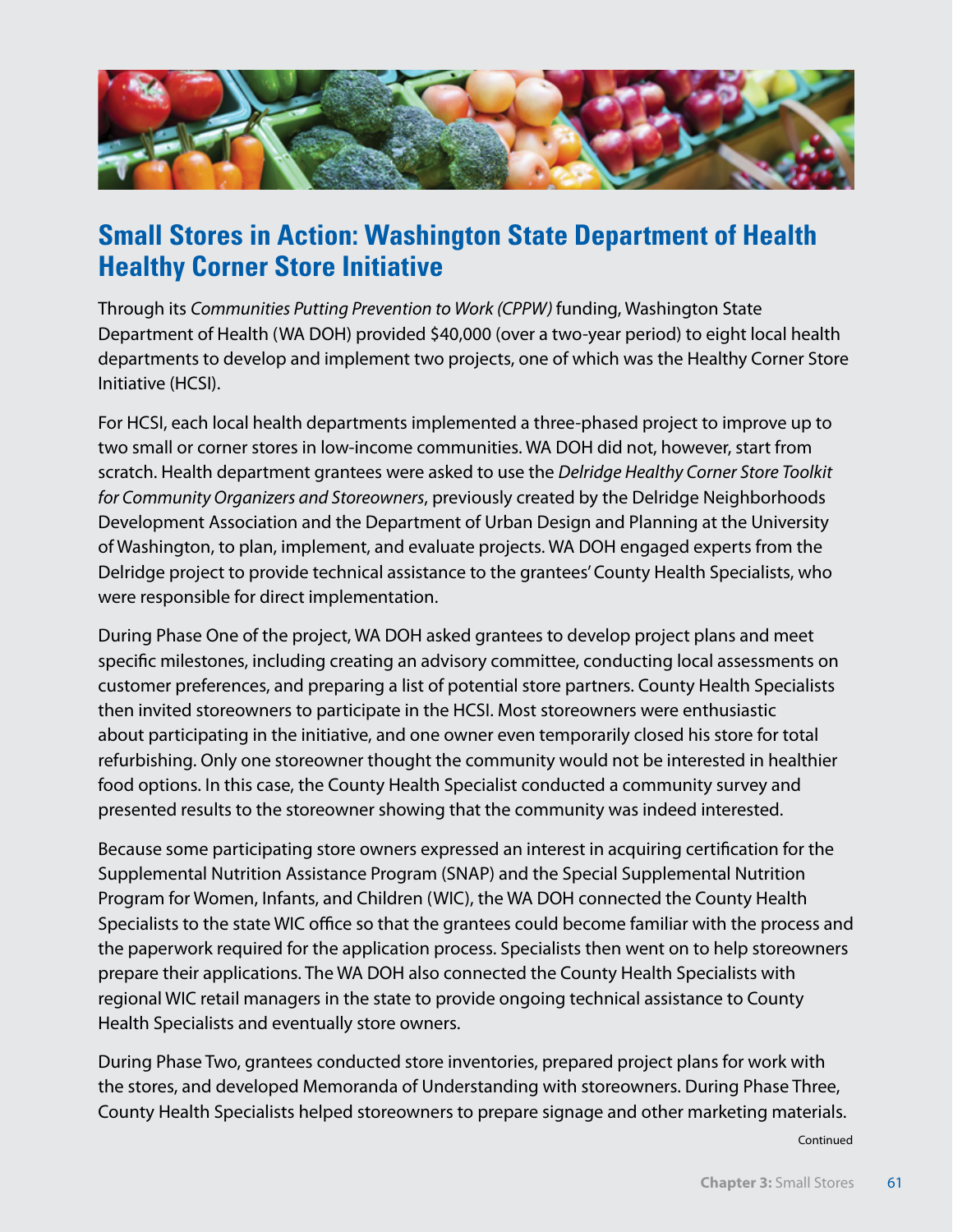## Small Stores in Action: Washington State Department of Health Healthy Corner Store Initiative

Through its *Communities Putting Prevention to Work (CPPW)* funding, Washington State Department of Health (WA DOH) provided $40,000 (over a two-year period) to eight local health departments to develop and implement two projects, one of which was the Healthy Corner Store Initiative (HCSI).

For HCSI, each local health departments implemented a three-phased project to improve up to two small or corner stores in low-income communities. WA DOH did not, however, start from scratch. Health department grantees were asked to use the *Delridge Healthy Corner Store Toolkit for Community Organizers and Storeowners*, previously created by the Delridge Neighborhoods Development Association and the Department of Urban Design and Planning at the University of Washington, to plan, implement, and evaluate projects. WA DOH engaged experts from the Delridge project to provide technical assistance to the grantees' County Health Specialists, who were responsible for direct implementation.

During Phase One of the project, WA DOH asked grantees to develop project plans and meet specific milestones, including creating an advisory committee, conducting local assessments on customer preferences, and preparing a list of potential store partners. County Health Specialists then invited storeowners to participate in the HCSI. Most storeowners were enthusiastic about participating in the initiative, and one owner even temporarily closed his store for total refurbishing. Only one storeowner thought the community would not be interested in healthier food options. In this case, the County Health Specialist conducted a community survey and presented results to the storeowner showing that the community was indeed interested.

Because some participating store owners expressed an interest in acquiring certification for the Supplemental Nutrition Assistance Program (SNAP) and the Special Supplemental Nutrition Program for Women, Infants, and Children (WIC), the WA DOH connected the County Health Specialists to the state WIC office so that the grantees could become familiar with the process and the paperwork required for the application process. Specialists then went on to help storeowners prepare their applications. The WA DOH also connected the County Health Specialists with regional WIC retail managers in the state to provide ongoing technical assistance to County Health Specialists and eventually store owners.

During Phase Two, grantees conducted store inventories, prepared project plans for work with the stores, and developed Memoranda of Understanding with storeowners. During Phase Three, County Health Specialists helped storeowners to prepare signage and other marketing materials.

Continued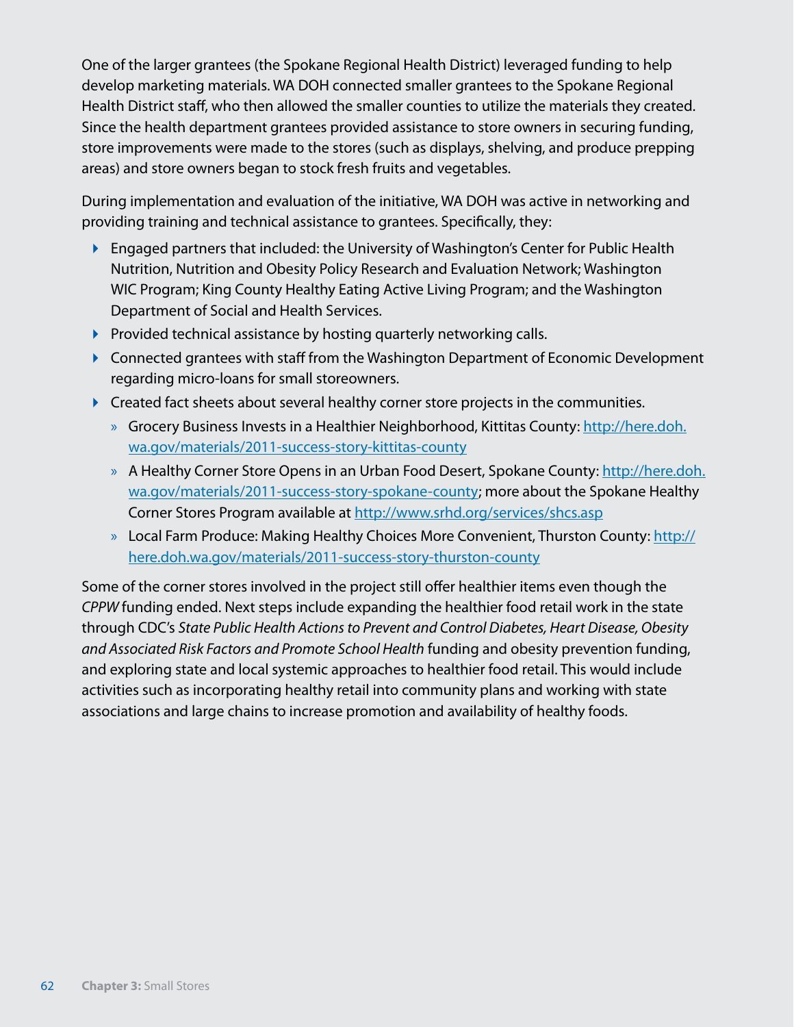One of the larger grantees (the Spokane Regional Health District) leveraged funding to help develop marketing materials. WA DOH connected smaller grantees to the Spokane Regional Health District staff, who then allowed the smaller counties to utilize the materials they created. Since the health department grantees provided assistance to store owners in securing funding, store improvements were made to the stores (such as displays, shelving, and produce prepping areas) and store owners began to stock fresh fruits and vegetables.

During implementation and evaluation of the initiative, WA DOH was active in networking and providing training and technical assistance to grantees. Specifically, they:

- Engaged partners that included: the University of Washington's Center for Public Health Nutrition, Nutrition and Obesity Policy Research and Evaluation Network; Washington WIC Program; King County Healthy Eating Active Living Program; and the Washington Department of Social and Health Services.
- Provided technical assistance by hosting quarterly networking calls.
- Connected grantees with staff from the Washington Department of Economic Development regarding micro-loans for small storeowners.
- Created fact sheets about several healthy corner store projects in the communities.
  - Grocery Business Invests in a Healthier Neighborhood, Kittitas County: [http://here.doh.wa.gov/materials/2011-success-story-kittitas-county](http://here.doh.wa.gov/materials/2011-success-story-kittitas-county)
  - A Healthy Corner Store Opens in an Urban Food Desert, Spokane County: [http://here.doh.wa.gov/materials/2011-success-story-spokane-county](http://here.doh.wa.gov/materials/2011-success-story-spokane-county); more about the Spokane Healthy Corner Stores Program available at [http://www.srhd.org/services/shcs.asp](http://www.srhd.org/services/shcs.asp)
  - Local Farm Produce: Making Healthy Choices More Convenient, Thurston County: [http://here.doh.wa.gov/materials/2011-success-story-thurston-county](http://here.doh.wa.gov/materials/2011-success-story-thurston-county)

Some of the corner stores involved in the project still offer healthier items even though the *CPPW* funding ended. Next steps include expanding the healthier food retail work in the state through CDC's *State Public Health Actions to Prevent and Control Diabetes, Heart Disease, Obesity and Associated Risk Factors and Promote School Health* funding and obesity prevention funding, and exploring state and local systemic approaches to healthier food retail. This would include activities such as incorporating healthy retail into community plans and working with state associations and large chains to increase promotion and availability of healthy foods.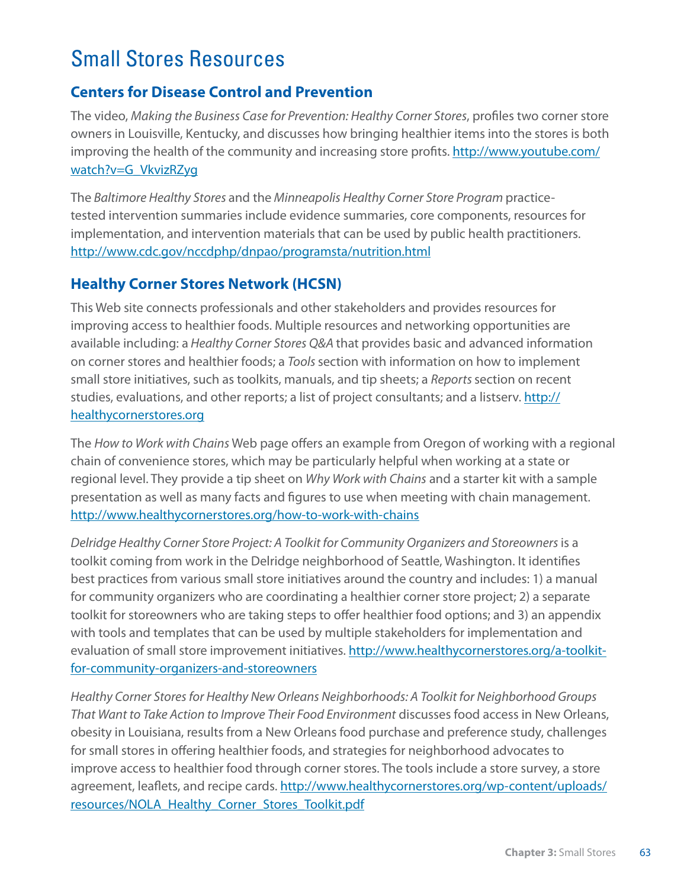# Small Stores Resources

## Centers for Disease Control and Prevention

The video, *Making the Business Case for Prevention: Healthy Corner Stores*, profiles two corner store owners in Louisville, Kentucky, and discusses how bringing healthier items into the stores is both improving the health of the community and increasing store profits. http://www.youtube.com/watch?v=G_VkvizRZyg

The *Baltimore Healthy Stores* and the *Minneapolis Healthy Corner Store Program* practice-tested intervention summaries include evidence summaries, core components, resources for implementation, and intervention materials that can be used by public health practitioners. http://www.cdc.gov/nccdphp/dnpao/programsta/nutrition.html

## Healthy Corner Stores Network (HCSN)

This Web site connects professionals and other stakeholders and provides resources for improving access to healthier foods. Multiple resources and networking opportunities are available including: a *Healthy Corner Stores Q&A* that provides basic and advanced information on corner stores and healthier foods; a *Tools* section with information on how to implement small store initiatives, such as toolkits, manuals, and tip sheets; a *Reports* section on recent studies, evaluations, and other reports; a list of project consultants; and a listserv. http://healthycornerstores.org

The *How to Work with Chains* Web page offers an example from Oregon of working with a regional chain of convenience stores, which may be particularly helpful when working at a state or regional level. They provide a tip sheet on *Why Work with Chains* and a starter kit with a sample presentation as well as many facts and figures to use when meeting with chain management. http://www.healthycornerstores.org/how-to-work-with-chains

*Delridge Healthy Corner Store Project: A Toolkit for Community Organizers and Storeowners* is a toolkit coming from work in the Delridge neighborhood of Seattle, Washington. It identifies best practices from various small store initiatives around the country and includes: 1) a manual for community organizers who are coordinating a healthier corner store project; 2) a separate toolkit for storeowners who are taking steps to offer healthier food options; and 3) an appendix with tools and templates that can be used by multiple stakeholders for implementation and evaluation of small store improvement initiatives. http://www.healthycornerstores.org/a-toolkit-for-community-organizers-and-storeowners

*Healthy Corner Stores for Healthy New Orleans Neighborhoods: A Toolkit for Neighborhood Groups That Want to Take Action to Improve Their Food Environment* discusses food access in New Orleans, obesity in Louisiana, results from a New Orleans food purchase and preference study, challenges for small stores in offering healthier foods, and strategies for neighborhood advocates to improve access to healthier food through corner stores. The tools include a store survey, a store agreement, leaflets, and recipe cards. http://www.healthycornerstores.org/wp-content/uploads/resources/NOLA_Healthy_Corner_Stores_Toolkit.pdf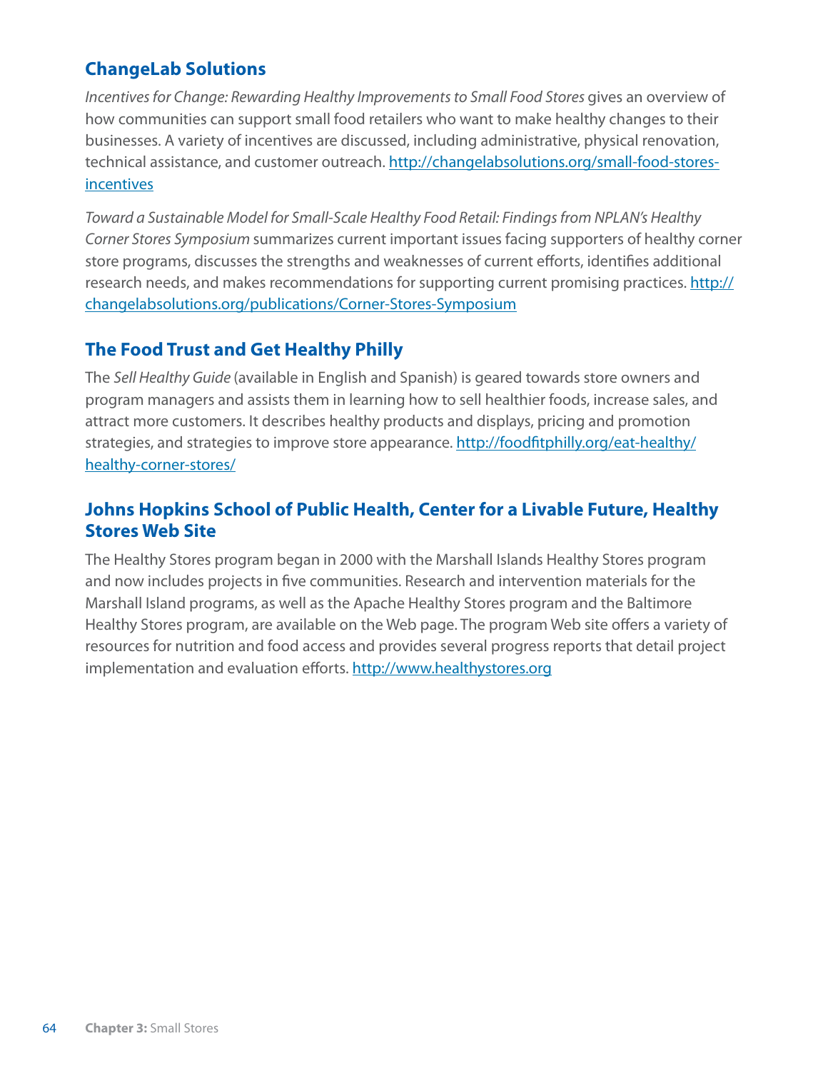### ChangeLab Solutions

*Incentives for Change: Rewarding Healthy Improvements to Small Food Stores* gives an overview of how communities can support small food retailers who want to make healthy changes to their businesses. A variety of incentives are discussed, including administrative, physical renovation, technical assistance, and customer outreach. http://changelabsolutions.org/small-food-stores-incentives

*Toward a Sustainable Model for Small-Scale Healthy Food Retail: Findings from NPLAN's Healthy Corner Stores Symposium* summarizes current important issues facing supporters of healthy corner store programs, discusses the strengths and weaknesses of current efforts, identifies additional research needs, and makes recommendations for supporting current promising practices. http://changelabsolutions.org/publications/Corner-Stores-Symposium

### The Food Trust and Get Healthy Philly

The *Sell Healthy Guide* (available in English and Spanish) is geared towards store owners and program managers and assists them in learning how to sell healthier foods, increase sales, and attract more customers. It describes healthy products and displays, pricing and promotion strategies, and strategies to improve store appearance. http://foodfitphilly.org/eat-healthy/healthy-corner-stores/

### Johns Hopkins School of Public Health, Center for a Livable Future, Healthy Stores Web Site

The Healthy Stores program began in 2000 with the Marshall Islands Healthy Stores program and now includes projects in five communities. Research and intervention materials for the Marshall Island programs, as well as the Apache Healthy Stores program and the Baltimore Healthy Stores program, are available on the Web page. The program Web site offers a variety of resources for nutrition and food access and provides several progress reports that detail project implementation and evaluation efforts. http://www.healthystores.org